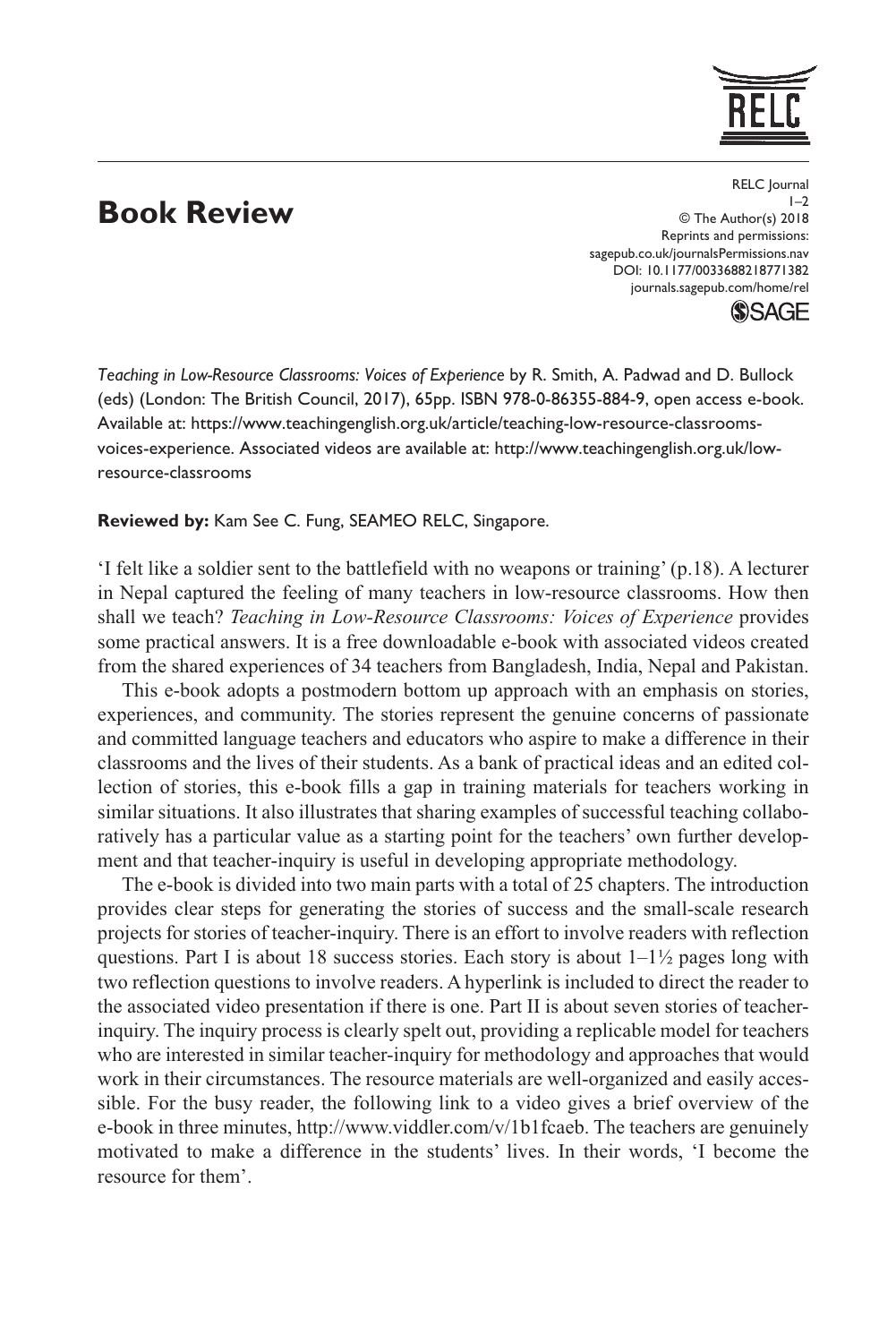# Book Review

*Teaching in Low-Resource Classrooms: Voices of Experience* by R. Smith, A. Padwad and D. Bullock (eds) (London: The British Council, 2017), 65pp. ISBN 978-0-86355-884-9, open access e-book. Available at: https://www.teachingenglish.org.uk/article/teaching-low-resource-classrooms-voices-experience. Associated videos are available at: http://www.teachingenglish.org.uk/low-resource-classrooms

**Reviewed by:** Kam See C. Fung, SEAMEO RELC, Singapore.

'I felt like a soldier sent to the battlefield with no weapons or training' (p.18). A lecturer in Nepal captured the feeling of many teachers in low-resource classrooms. How then shall we teach? *Teaching in Low-Resource Classrooms: Voices of Experience* provides some practical answers. It is a free downloadable e-book with associated videos created from the shared experiences of 34 teachers from Bangladesh, India, Nepal and Pakistan.

This e-book adopts a postmodern bottom up approach with an emphasis on stories, experiences, and community. The stories represent the genuine concerns of passionate and committed language teachers and educators who aspire to make a difference in their classrooms and the lives of their students. As a bank of practical ideas and an edited collection of stories, this e-book fills a gap in training materials for teachers working in similar situations. It also illustrates that sharing examples of successful teaching collaboratively has a particular value as a starting point for the teachers' own further development and that teacher-inquiry is useful in developing appropriate methodology.

The e-book is divided into two main parts with a total of 25 chapters. The introduction provides clear steps for generating the stories of success and the small-scale research projects for stories of teacher-inquiry. There is an effort to involve readers with reflection questions. Part I is about 18 success stories. Each story is about 1–1½ pages long with two reflection questions to involve readers. A hyperlink is included to direct the reader to the associated video presentation if there is one. Part II is about seven stories of teacher-inquiry. The inquiry process is clearly spelt out, providing a replicable model for teachers who are interested in similar teacher-inquiry for methodology and approaches that would work in their circumstances. The resource materials are well-organized and easily accessible. For the busy reader, the following link to a video gives a brief overview of the e-book in three minutes, http://www.viddler.com/v/1b1fcaeb. The teachers are genuinely motivated to make a difference in the students' lives. In their words, 'I become the resource for them'.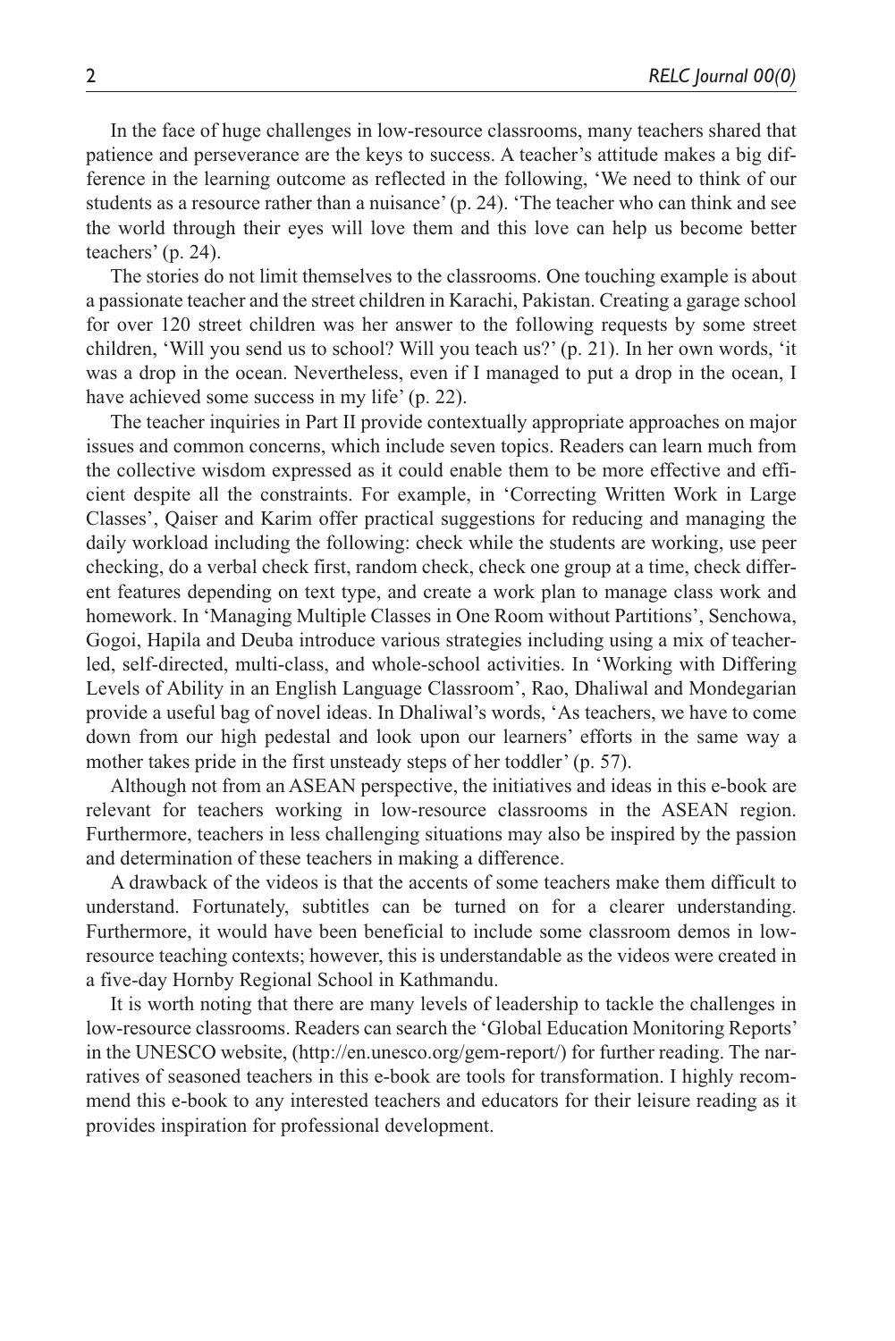In the face of huge challenges in low-resource classrooms, many teachers shared that patience and perseverance are the keys to success. A teacher's attitude makes a big difference in the learning outcome as reflected in the following, 'We need to think of our students as a resource rather than a nuisance' (p. 24). 'The teacher who can think and see the world through their eyes will love them and this love can help us become better teachers' (p. 24).

The stories do not limit themselves to the classrooms. One touching example is about a passionate teacher and the street children in Karachi, Pakistan. Creating a garage school for over 120 street children was her answer to the following requests by some street children, 'Will you send us to school? Will you teach us?' (p. 21). In her own words, 'it was a drop in the ocean. Nevertheless, even if I managed to put a drop in the ocean, I have achieved some success in my life' (p. 22).

The teacher inquiries in Part II provide contextually appropriate approaches on major issues and common concerns, which include seven topics. Readers can learn much from the collective wisdom expressed as it could enable them to be more effective and efficient despite all the constraints. For example, in 'Correcting Written Work in Large Classes', Qaiser and Karim offer practical suggestions for reducing and managing the daily workload including the following: check while the students are working, use peer checking, do a verbal check first, random check, check one group at a time, check different features depending on text type, and create a work plan to manage class work and homework. In 'Managing Multiple Classes in One Room without Partitions', Senchowa, Gogoi, Hapila and Deuba introduce various strategies including using a mix of teacher-led, self-directed, multi-class, and whole-school activities. In 'Working with Differing Levels of Ability in an English Language Classroom', Rao, Dhaliwal and Mondegarian provide a useful bag of novel ideas. In Dhaliwal's words, 'As teachers, we have to come down from our high pedestal and look upon our learners' efforts in the same way a mother takes pride in the first unsteady steps of her toddler' (p. 57).

Although not from an ASEAN perspective, the initiatives and ideas in this e-book are relevant for teachers working in low-resource classrooms in the ASEAN region. Furthermore, teachers in less challenging situations may also be inspired by the passion and determination of these teachers in making a difference.

A drawback of the videos is that the accents of some teachers make them difficult to understand. Fortunately, subtitles can be turned on for a clearer understanding. Furthermore, it would have been beneficial to include some classroom demos in low-resource teaching contexts; however, this is understandable as the videos were created in a five-day Hornby Regional School in Kathmandu.

It is worth noting that there are many levels of leadership to tackle the challenges in low-resource classrooms. Readers can search the 'Global Education Monitoring Reports' in the UNESCO website, (http://en.unesco.org/gem-report/) for further reading. The narratives of seasoned teachers in this e-book are tools for transformation. I highly recommend this e-book to any interested teachers and educators for their leisure reading as it provides inspiration for professional development.